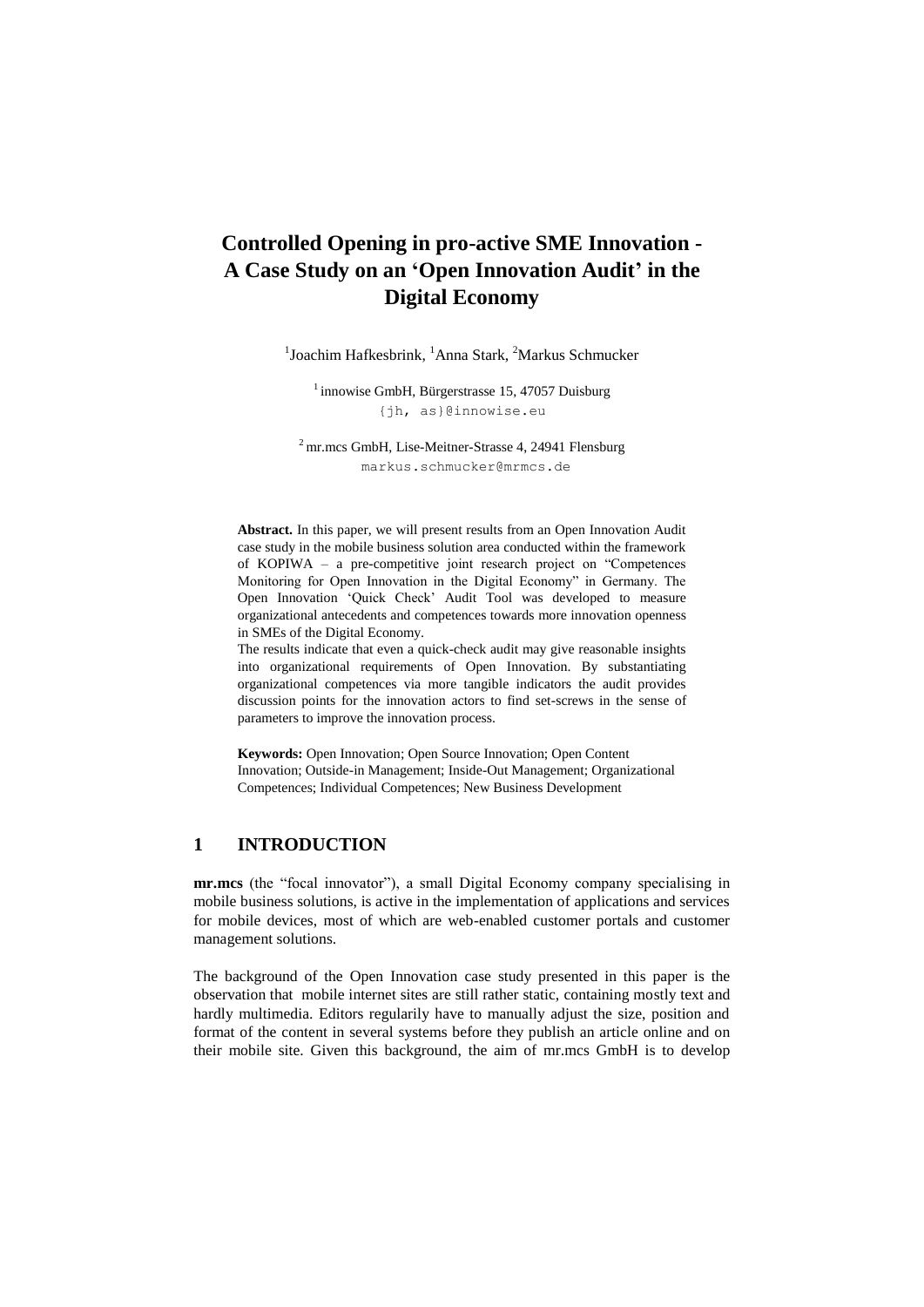# Controlled Opening in pro-active SME Innovation - A Case Study on an 'Open Innovation Audit' in the Digital Economy

[1]Joachim Hafkesbrink, [1]Anna Stark, [2]Markus Schmucker

[1] innowise GmbH, Bürgerstrasse 15, 47057 Duisburg
{jh, as}@innowise.eu

[2] mr.mcs GmbH, Lise-Meitner-Strasse 4, 24941 Flensburg
markus.schmucker@mrmcs.de

**Abstract.** In this paper, we will present results from an Open Innovation Audit case study in the mobile business solution area conducted within the framework of KOPIWA – a pre-competitive joint research project on "Competences Monitoring for Open Innovation in the Digital Economy" in Germany. The Open Innovation 'Quick Check' Audit Tool was developed to measure organizational antecedents and competences towards more innovation openness in SMEs of the Digital Economy.

The results indicate that even a quick-check audit may give reasonable insights into organizational requirements of Open Innovation. By substantiating organizational competences via more tangible indicators the audit provides discussion points for the innovation actors to find set-screws in the sense of parameters to improve the innovation process.

**Keywords:** Open Innovation; Open Source Innovation; Open Content Innovation; Outside-in Management; Inside-Out Management; Organizational Competences; Individual Competences; New Business Development

## 1 INTRODUCTION

**mr.mcs** (the "focal innovator"), a small Digital Economy company specialising in mobile business solutions, is active in the implementation of applications and services for mobile devices, most of which are web-enabled customer portals and customer management solutions.

The background of the Open Innovation case study presented in this paper is the observation that mobile internet sites are still rather static, containing mostly text and hardly multimedia. Editors regularily have to manually adjust the size, position and format of the content in several systems before they publish an article online and on their mobile site. Given this background, the aim of mr.mcs GmbH is to develop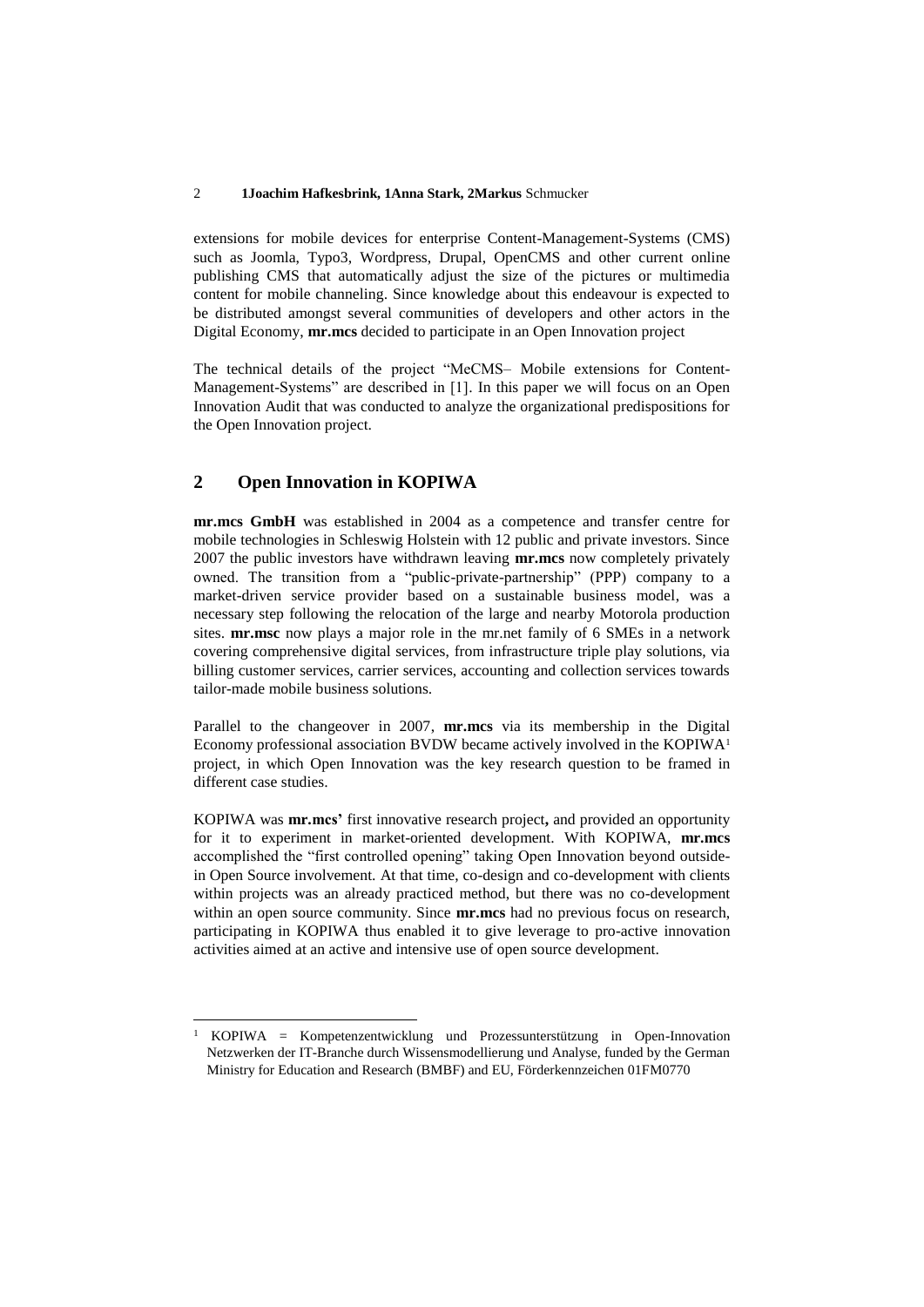extensions for mobile devices for enterprise Content-Management-Systems (CMS) such as Joomla, Typo3, Wordpress, Drupal, OpenCMS and other current online publishing CMS that automatically adjust the size of the pictures or multimedia content for mobile channeling. Since knowledge about this endeavour is expected to be distributed amongst several communities of developers and other actors in the Digital Economy, **mr.mcs** decided to participate in an Open Innovation project

The technical details of the project "MeCMS– Mobile extensions for Content-Management-Systems" are described in [1]. In this paper we will focus on an Open Innovation Audit that was conducted to analyze the organizational predispositions for the Open Innovation project.

## 2 Open Innovation in KOPIWA

**mr.mcs GmbH** was established in 2004 as a competence and transfer centre for mobile technologies in Schleswig Holstein with 12 public and private investors. Since 2007 the public investors have withdrawn leaving **mr.mcs** now completely privately owned. The transition from a "public-private-partnership" (PPP) company to a market-driven service provider based on a sustainable business model, was a necessary step following the relocation of the large and nearby Motorola production sites. **mr.msc** now plays a major role in the mr.net family of 6 SMEs in a network covering comprehensive digital services, from infrastructure triple play solutions, via billing customer services, carrier services, accounting and collection services towards tailor-made mobile business solutions.

Parallel to the changeover in 2007, **mr.mcs** via its membership in the Digital Economy professional association BVDW became actively involved in the KOPIWA[1] project, in which Open Innovation was the key research question to be framed in different case studies.

KOPIWA was **mr.mcs'** first innovative research project**,** and provided an opportunity for it to experiment in market-oriented development. With KOPIWA, **mr.mcs** accomplished the "first controlled opening" taking Open Innovation beyond outside-in Open Source involvement. At that time, co-design and co-development with clients within projects was an already practiced method, but there was no co-development within an open source community. Since **mr.mcs** had no previous focus on research, participating in KOPIWA thus enabled it to give leverage to pro-active innovation activities aimed at an active and intensive use of open source development.

[1] KOPIWA = Kompetenzentwicklung und Prozessunterstützung in Open-Innovation Netzwerken der IT-Branche durch Wissensmodellierung und Analyse, funded by the German Ministry for Education and Research (BMBF) and EU, Förderkennzeichen 01FM0770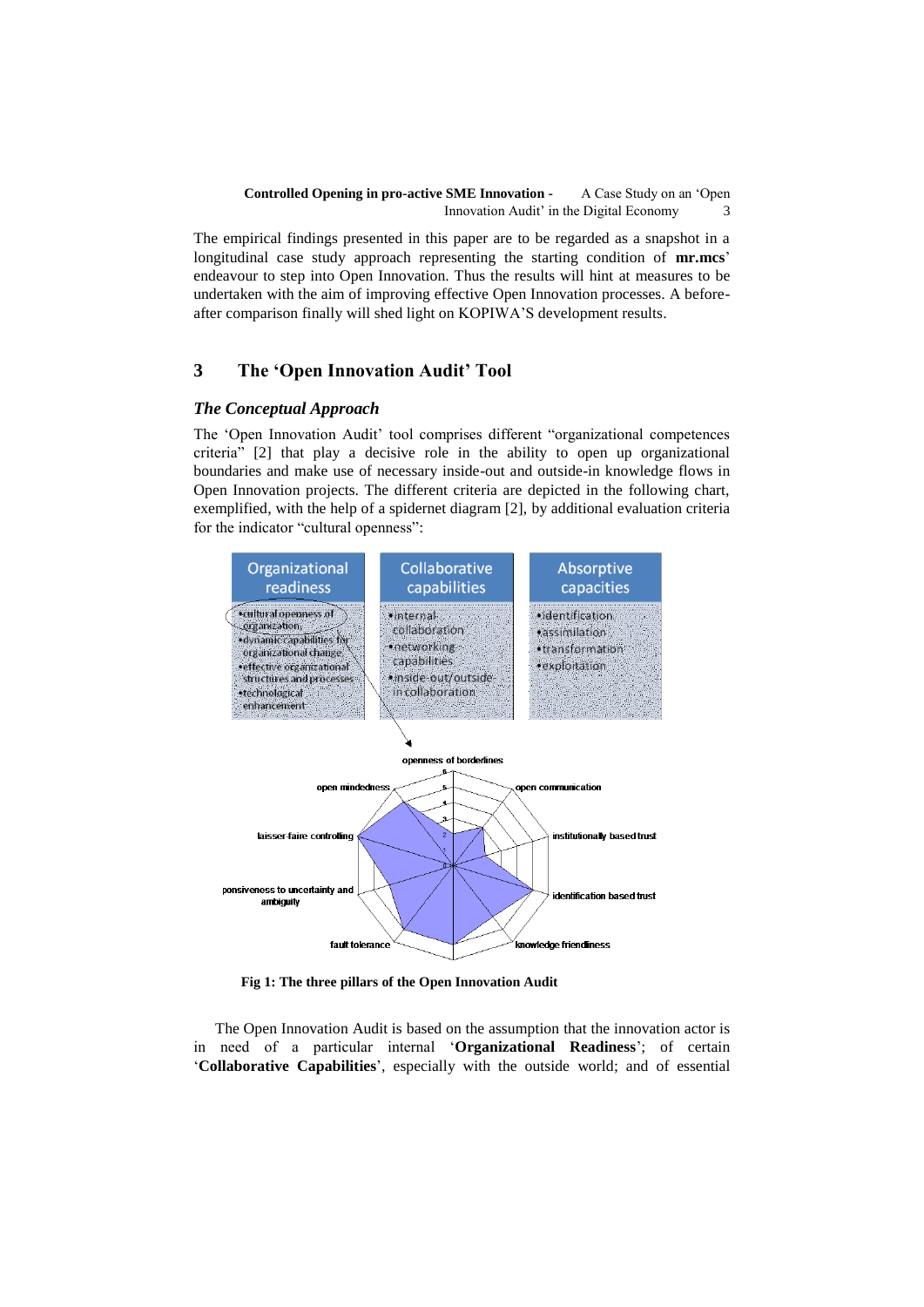The empirical findings presented in this paper are to be regarded as a snapshot in a longitudinal case study approach representing the starting condition of **mr.mcs**' endeavour to step into Open Innovation. Thus the results will hint at measures to be undertaken with the aim of improving effective Open Innovation processes. A before-after comparison finally will shed light on KOPIWA'S development results.

## 3 The 'Open Innovation Audit' Tool

### *The Conceptual Approach*

The 'Open Innovation Audit' tool comprises different "organizational competences criteria" [2] that play a decisive role in the ability to open up organizational boundaries and make use of necessary inside-out and outside-in knowledge flows in Open Innovation projects. The different criteria are depicted in the following chart, exemplified, with the help of a spidernet diagram [2], by additional evaluation criteria for the indicator "cultural openness":

| Organizational readiness | Collaborative capabilities | Absorptive capacities |
| --- | --- | --- |
| •cultural openness of organization<br>•dynamic capabilities for organizational change<br>•effective organizational structures and processes<br>•technological enhancement | •internal collaboration<br>•networking capabilities<br>•inside-out/outside-in collaboration | •identification<br>•assimilation<br>•transformation<br>•exploitation |

**Fig 1: The three pillars of the Open Innovation Audit**

The Open Innovation Audit is based on the assumption that the innovation actor is in need of a particular internal '**Organizational Readiness**'; of certain '**Collaborative Capabilities**', especially with the outside world; and of essential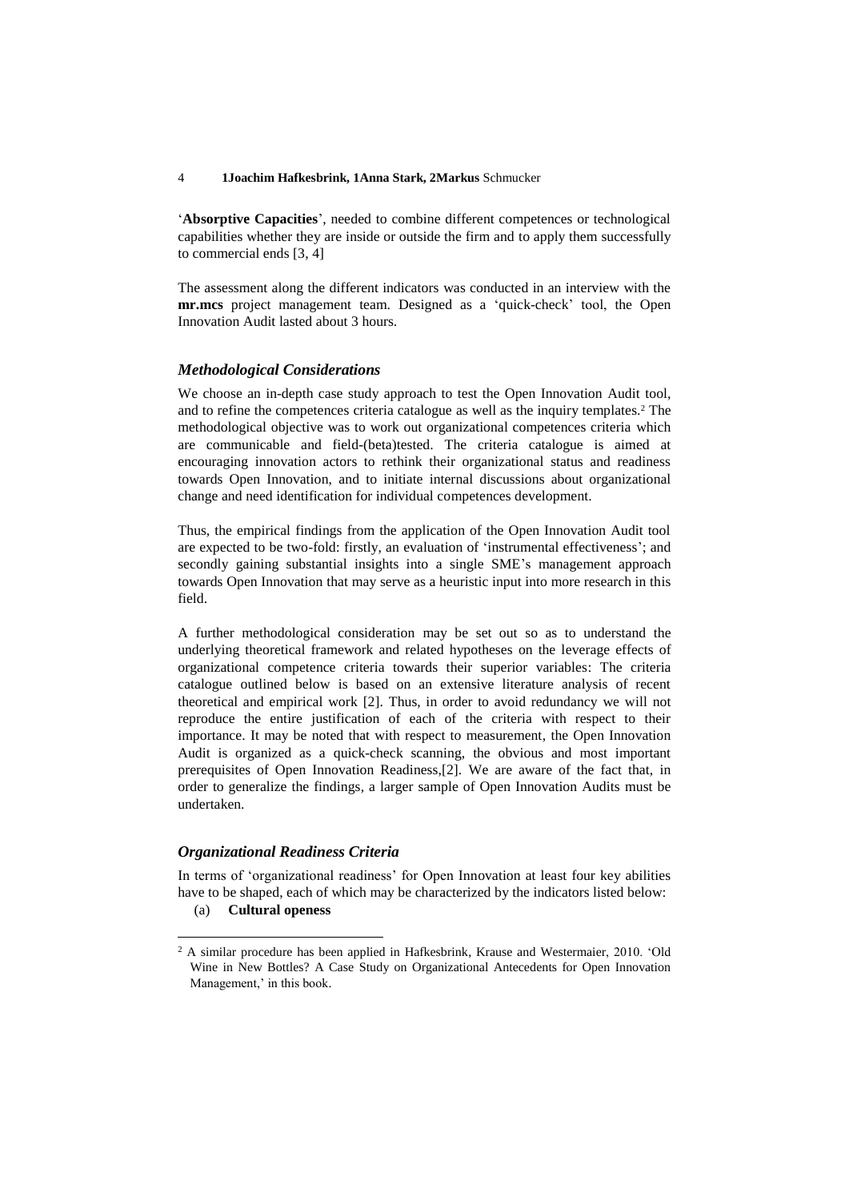'**Absorptive Capacities**', needed to combine different competences or technological capabilities whether they are inside or outside the firm and to apply them successfully to commercial ends [3, 4]

The assessment along the different indicators was conducted in an interview with the **mr.mcs** project management team. Designed as a 'quick-check' tool, the Open Innovation Audit lasted about 3 hours.

### *Methodological Considerations*

We choose an in-depth case study approach to test the Open Innovation Audit tool, and to refine the competences criteria catalogue as well as the inquiry templates.[2] The methodological objective was to work out organizational competences criteria which are communicable and field-(beta)tested. The criteria catalogue is aimed at encouraging innovation actors to rethink their organizational status and readiness towards Open Innovation, and to initiate internal discussions about organizational change and need identification for individual competences development.

Thus, the empirical findings from the application of the Open Innovation Audit tool are expected to be two-fold: firstly, an evaluation of 'instrumental effectiveness'; and secondly gaining substantial insights into a single SME's management approach towards Open Innovation that may serve as a heuristic input into more research in this field.

A further methodological consideration may be set out so as to understand the underlying theoretical framework and related hypotheses on the leverage effects of organizational competence criteria towards their superior variables: The criteria catalogue outlined below is based on an extensive literature analysis of recent theoretical and empirical work [2]. Thus, in order to avoid redundancy we will not reproduce the entire justification of each of the criteria with respect to their importance. It may be noted that with respect to measurement, the Open Innovation Audit is organized as a quick-check scanning, the obvious and most important prerequisites of Open Innovation Readiness,[2]. We are aware of the fact that, in order to generalize the findings, a larger sample of Open Innovation Audits must be undertaken.

### *Organizational Readiness Criteria*

In terms of 'organizational readiness' for Open Innovation at least four key abilities have to be shaped, each of which may be characterized by the indicators listed below:

(a) **Cultural openess**

[2] A similar procedure has been applied in Hafkesbrink, Krause and Westermaier, 2010. 'Old Wine in New Bottles? A Case Study on Organizational Antecedents for Open Innovation Management,' in this book.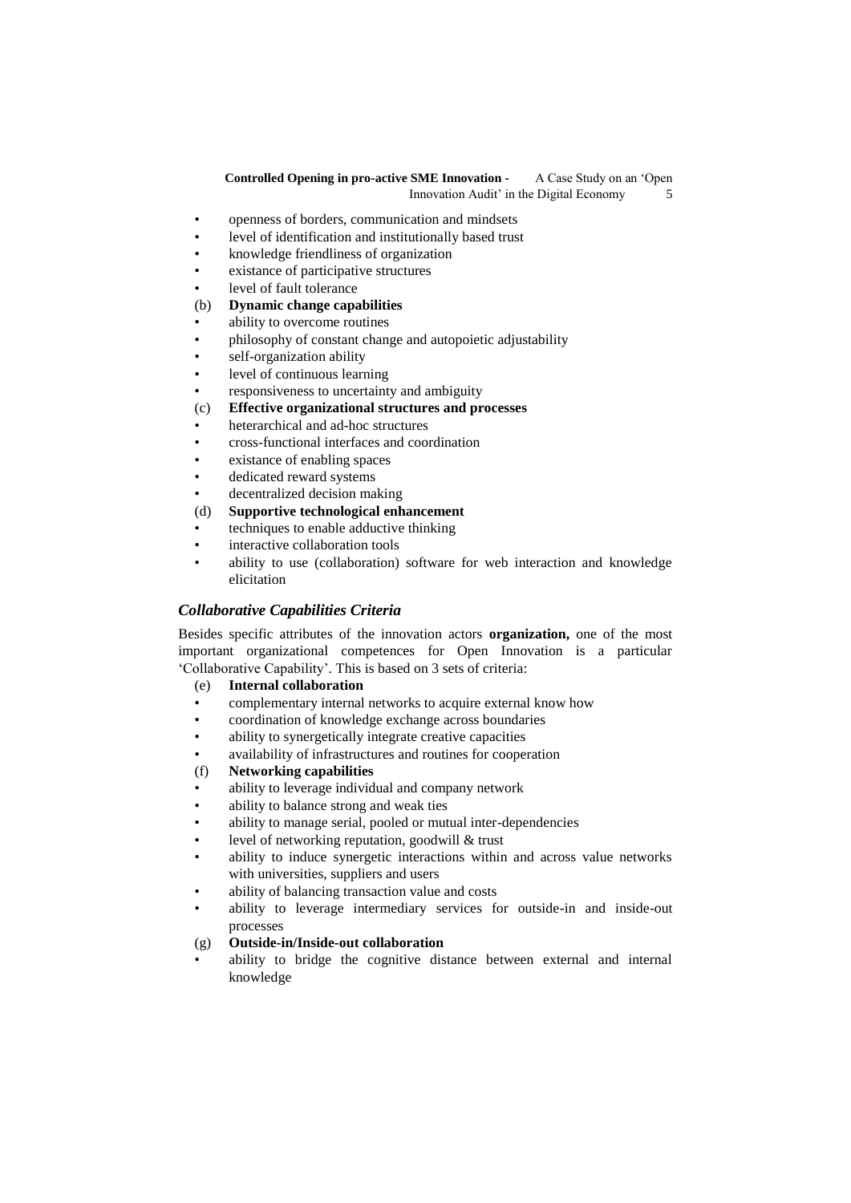- openness of borders, communication and mindsets
- level of identification and institutionally based trust
- knowledge friendliness of organization
- existance of participative structures
- level of fault tolerance

(b) **Dynamic change capabilities**

- ability to overcome routines
- philosophy of constant change and autopoietic adjustability
- self-organization ability
- level of continuous learning
- responsiveness to uncertainty and ambiguity

(c) **Effective organizational structures and processes**

- heterarchical and ad-hoc structures
- cross-functional interfaces and coordination
- existance of enabling spaces
- dedicated reward systems
- decentralized decision making

(d) **Supportive technological enhancement**

- techniques to enable adductive thinking
- interactive collaboration tools
- ability to use (collaboration) software for web interaction and knowledge elicitation

### *Collaborative Capabilities Criteria*

Besides specific attributes of the innovation actors **organization,** one of the most important organizational competences for Open Innovation is a particular 'Collaborative Capability'. This is based on 3 sets of criteria:

(e) **Internal collaboration**

- complementary internal networks to acquire external know how
- coordination of knowledge exchange across boundaries
- ability to synergetically integrate creative capacities
- availability of infrastructures and routines for cooperation

(f) **Networking capabilities**

- ability to leverage individual and company network
- ability to balance strong and weak ties
- ability to manage serial, pooled or mutual inter-dependencies
- level of networking reputation, goodwill & trust
- ability to induce synergetic interactions within and across value networks with universities, suppliers and users
- ability of balancing transaction value and costs
- ability to leverage intermediary services for outside-in and inside-out processes

(g) **Outside-in/Inside-out collaboration**

- ability to bridge the cognitive distance between external and internal knowledge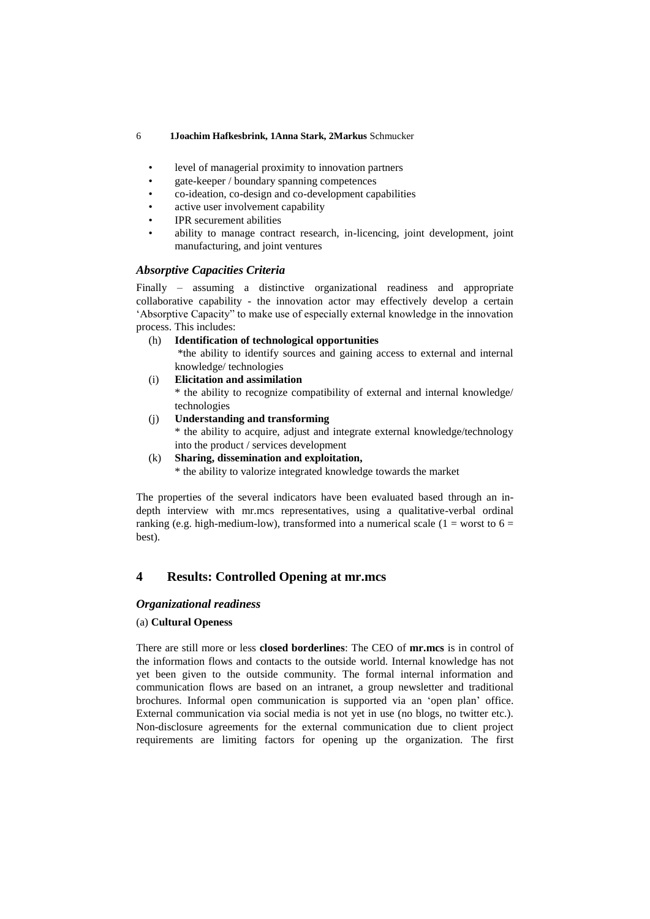- level of managerial proximity to innovation partners
- gate-keeper / boundary spanning competences
- co-ideation, co-design and co-development capabilities
- active user involvement capability
- IPR securement abilities
- ability to manage contract research, in-licencing, joint development, joint manufacturing, and joint ventures

### *Absorptive Capacities Criteria*

Finally – assuming a distinctive organizational readiness and appropriate collaborative capability - the innovation actor may effectively develop a certain 'Absorptive Capacity" to make use of especially external knowledge in the innovation process. This includes:

(h) **Identification of technological opportunities**
 *the ability to identify sources and gaining access to external and internal knowledge/ technologies

(i) **Elicitation and assimilation**
 * the ability to recognize compatibility of external and internal knowledge/ technologies

(j) **Understanding and transforming**
 * the ability to acquire, adjust and integrate external knowledge/technology into the product / services development

(k) **Sharing, dissemination and exploitation,**
 * the ability to valorize integrated knowledge towards the market

The properties of the several indicators have been evaluated based through an in-depth interview with mr.mcs representatives, using a qualitative-verbal ordinal ranking (e.g. high-medium-low), transformed into a numerical scale (1 = worst to 6 = best).

## 4 Results: Controlled Opening at mr.mcs

### *Organizational readiness*

(a) **Cultural Openess**

There are still more or less **closed borderlines**: The CEO of **mr.mcs** is in control of the information flows and contacts to the outside world. Internal knowledge has not yet been given to the outside community. The formal internal information and communication flows are based on an intranet, a group newsletter and traditional brochures. Informal open communication is supported via an 'open plan' office. External communication via social media is not yet in use (no blogs, no twitter etc.). Non-disclosure agreements for the external communication due to client project requirements are limiting factors for opening up the organization. The first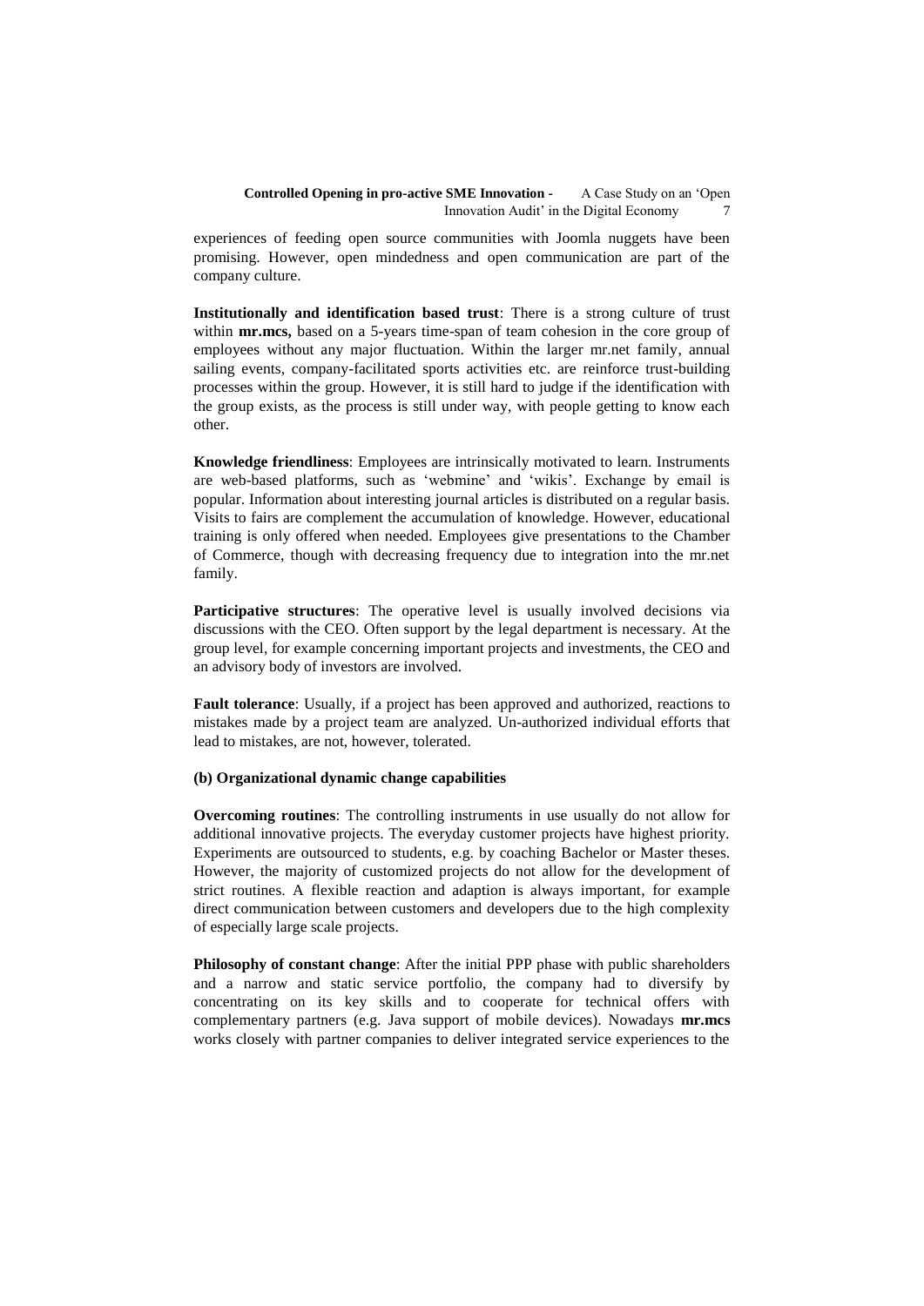experiences of feeding open source communities with Joomla nuggets have been promising. However, open mindedness and open communication are part of the company culture.

**Institutionally and identification based trust**: There is a strong culture of trust within **mr.mcs,** based on a 5-years time-span of team cohesion in the core group of employees without any major fluctuation. Within the larger mr.net family, annual sailing events, company-facilitated sports activities etc. are reinforce trust-building processes within the group. However, it is still hard to judge if the identification with the group exists, as the process is still under way, with people getting to know each other.

**Knowledge friendliness**: Employees are intrinsically motivated to learn. Instruments are web-based platforms, such as 'webmine' and 'wikis'. Exchange by email is popular. Information about interesting journal articles is distributed on a regular basis. Visits to fairs are complement the accumulation of knowledge. However, educational training is only offered when needed. Employees give presentations to the Chamber of Commerce, though with decreasing frequency due to integration into the mr.net family.

**Participative structures**: The operative level is usually involved decisions via discussions with the CEO. Often support by the legal department is necessary. At the group level, for example concerning important projects and investments, the CEO and an advisory body of investors are involved.

**Fault tolerance**: Usually, if a project has been approved and authorized, reactions to mistakes made by a project team are analyzed. Un-authorized individual efforts that lead to mistakes, are not, however, tolerated.

**(b) Organizational dynamic change capabilities**

**Overcoming routines**: The controlling instruments in use usually do not allow for additional innovative projects. The everyday customer projects have highest priority. Experiments are outsourced to students, e.g. by coaching Bachelor or Master theses. However, the majority of customized projects do not allow for the development of strict routines. A flexible reaction and adaption is always important, for example direct communication between customers and developers due to the high complexity of especially large scale projects.

**Philosophy of constant change**: After the initial PPP phase with public shareholders and a narrow and static service portfolio, the company had to diversify by concentrating on its key skills and to cooperate for technical offers with complementary partners (e.g. Java support of mobile devices). Nowadays **mr.mcs** works closely with partner companies to deliver integrated service experiences to the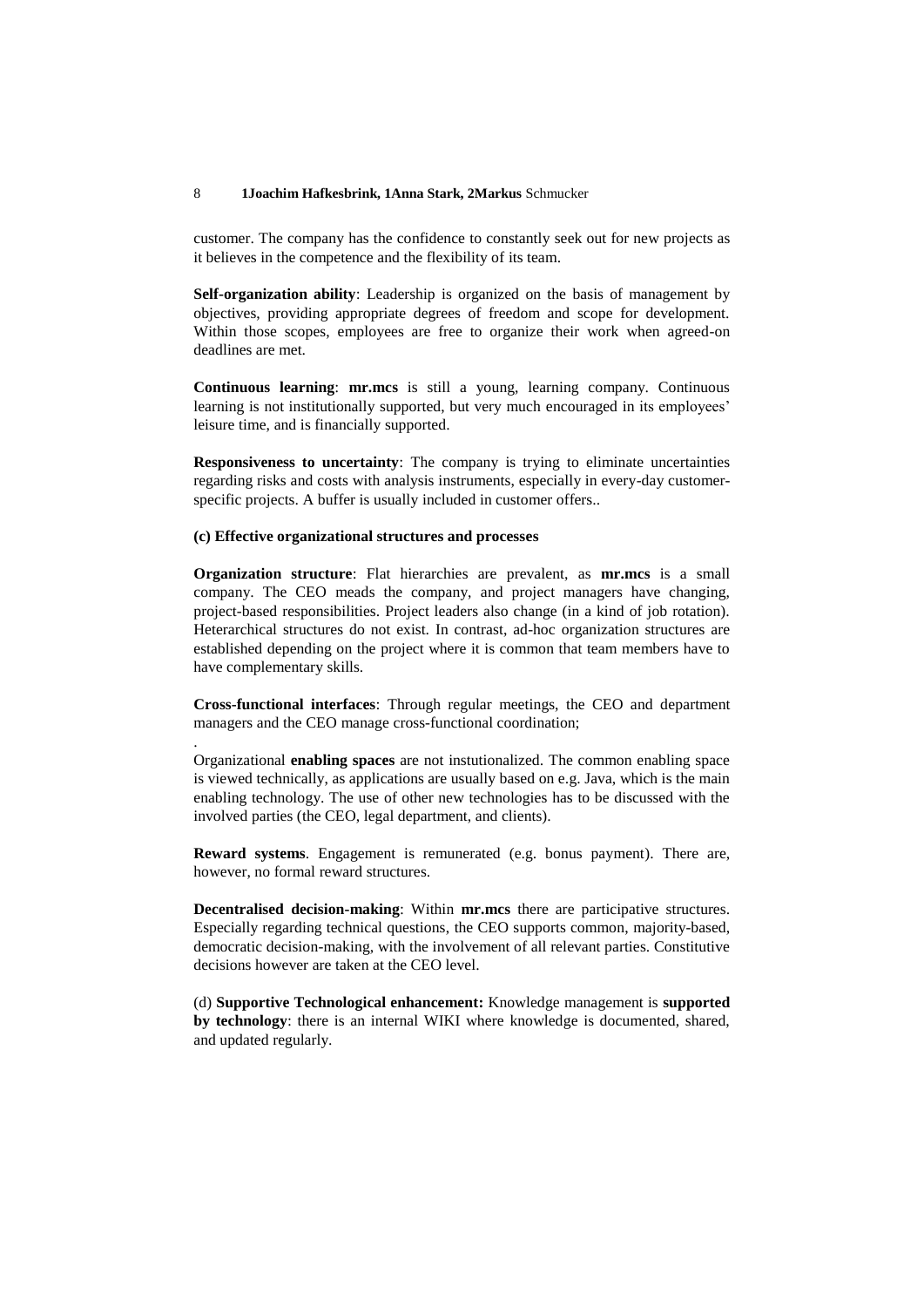customer. The company has the confidence to constantly seek out for new projects as it believes in the competence and the flexibility of its team.

**Self-organization ability**: Leadership is organized on the basis of management by objectives, providing appropriate degrees of freedom and scope for development. Within those scopes, employees are free to organize their work when agreed-on deadlines are met.

**Continuous learning**: **mr.mcs** is still a young, learning company. Continuous learning is not institutionally supported, but very much encouraged in its employees' leisure time, and is financially supported.

**Responsiveness to uncertainty**: The company is trying to eliminate uncertainties regarding risks and costs with analysis instruments, especially in every-day customer-specific projects. A buffer is usually included in customer offers..

**(c) Effective organizational structures and processes**

**Organization structure**: Flat hierarchies are prevalent, as **mr.mcs** is a small company. The CEO meads the company, and project managers have changing, project-based responsibilities. Project leaders also change (in a kind of job rotation). Heterarchical structures do not exist. In contrast, ad-hoc organization structures are established depending on the project where it is common that team members have to have complementary skills.

**Cross-functional interfaces**: Through regular meetings, the CEO and department managers and the CEO manage cross-functional coordination;

.

Organizational **enabling spaces** are not instutionalized. The common enabling space is viewed technically, as applications are usually based on e.g. Java, which is the main enabling technology. The use of other new technologies has to be discussed with the involved parties (the CEO, legal department, and clients).

**Reward systems**. Engagement is remunerated (e.g. bonus payment). There are, however, no formal reward structures.

**Decentralised decision-making**: Within **mr.mcs** there are participative structures. Especially regarding technical questions, the CEO supports common, majority-based, democratic decision-making, with the involvement of all relevant parties. Constitutive decisions however are taken at the CEO level.

(d) **Supportive Technological enhancement:** Knowledge management is **supported by technology**: there is an internal WIKI where knowledge is documented, shared, and updated regularly.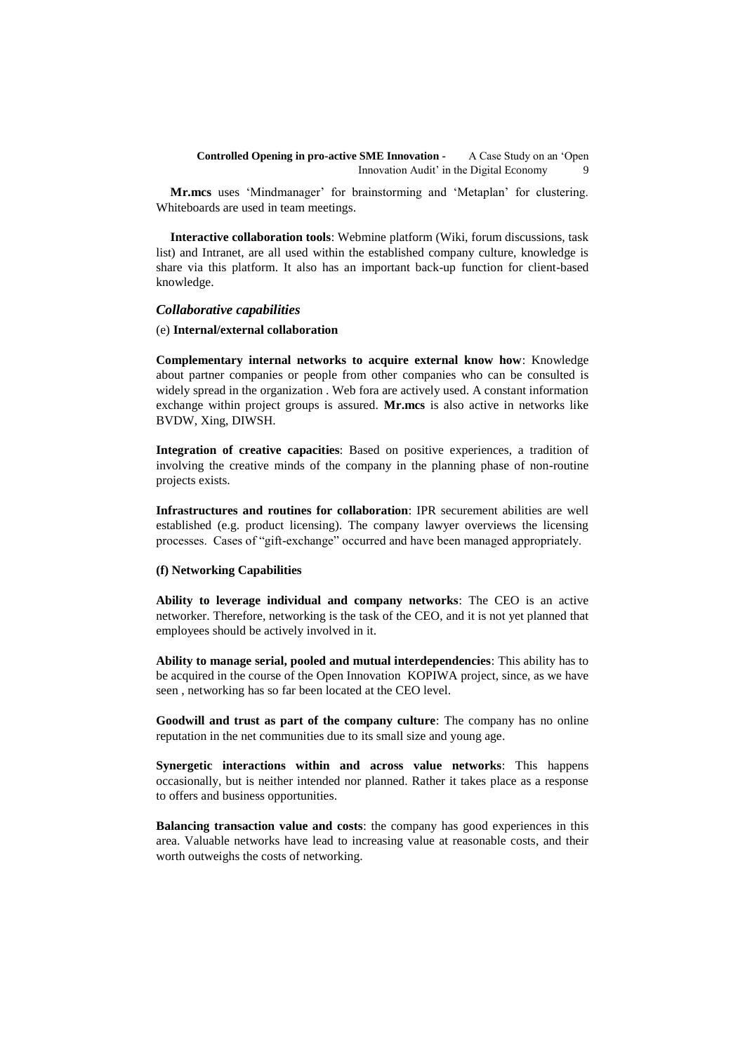**Mr.mcs** uses 'Mindmanager' for brainstorming and 'Metaplan' for clustering. Whiteboards are used in team meetings.

**Interactive collaboration tools**: Webmine platform (Wiki, forum discussions, task list) and Intranet, are all used within the established company culture, knowledge is share via this platform. It also has an important back-up function for client-based knowledge.

### *Collaborative capabilities*

(e) **Internal/external collaboration**

**Complementary internal networks to acquire external know how**: Knowledge about partner companies or people from other companies who can be consulted is widely spread in the organization . Web fora are actively used. A constant information exchange within project groups is assured. **Mr.mcs** is also active in networks like BVDW, Xing, DIWSH.

**Integration of creative capacities**: Based on positive experiences, a tradition of involving the creative minds of the company in the planning phase of non-routine projects exists.

**Infrastructures and routines for collaboration**: IPR securement abilities are well established (e.g. product licensing). The company lawyer overviews the licensing processes. Cases of "gift-exchange" occurred and have been managed appropriately.

**(f) Networking Capabilities**

**Ability to leverage individual and company networks**: The CEO is an active networker. Therefore, networking is the task of the CEO, and it is not yet planned that employees should be actively involved in it.

**Ability to manage serial, pooled and mutual interdependencies**: This ability has to be acquired in the course of the Open Innovation KOPIWA project, since, as we have seen , networking has so far been located at the CEO level.

**Goodwill and trust as part of the company culture**: The company has no online reputation in the net communities due to its small size and young age.

**Synergetic interactions within and across value networks**: This happens occasionally, but is neither intended nor planned. Rather it takes place as a response to offers and business opportunities.

**Balancing transaction value and costs**: the company has good experiences in this area. Valuable networks have lead to increasing value at reasonable costs, and their worth outweighs the costs of networking.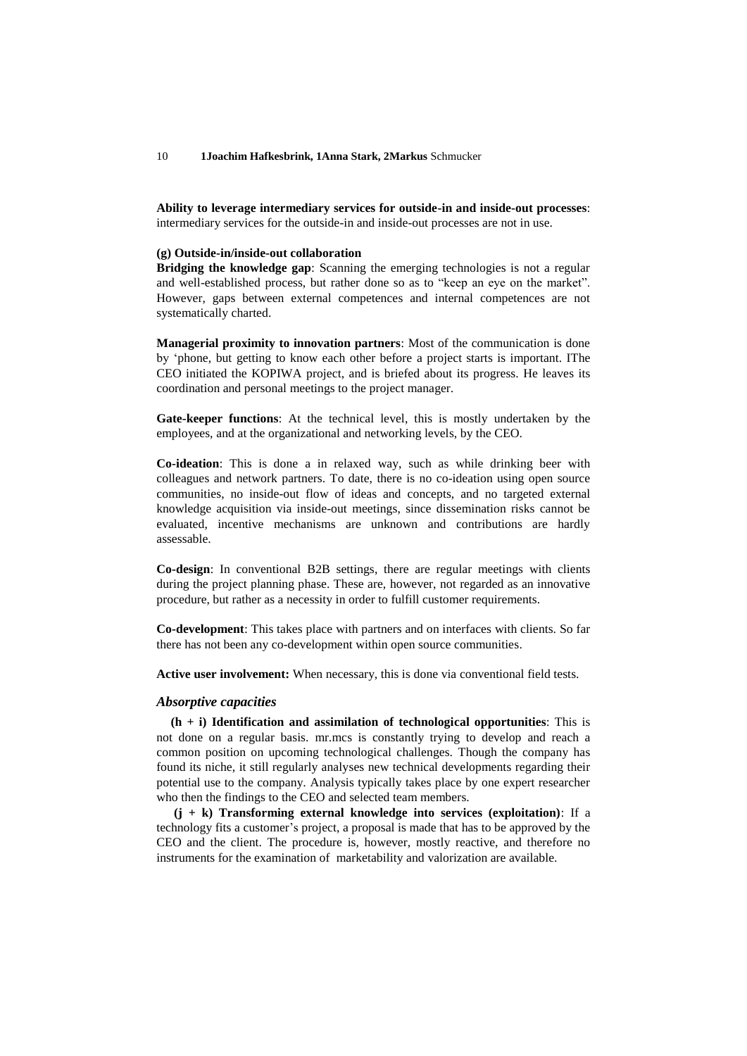**Ability to leverage intermediary services for outside-in and inside-out processes**: intermediary services for the outside-in and inside-out processes are not in use.

**(g) Outside-in/inside-out collaboration**

**Bridging the knowledge gap**: Scanning the emerging technologies is not a regular and well-established process, but rather done so as to "keep an eye on the market". However, gaps between external competences and internal competences are not systematically charted.

**Managerial proximity to innovation partners**: Most of the communication is done by 'phone, but getting to know each other before a project starts is important. IThe CEO initiated the KOPIWA project, and is briefed about its progress. He leaves its coordination and personal meetings to the project manager.

**Gate-keeper functions**: At the technical level, this is mostly undertaken by the employees, and at the organizational and networking levels, by the CEO.

**Co-ideation**: This is done a in relaxed way, such as while drinking beer with colleagues and network partners. To date, there is no co-ideation using open source communities, no inside-out flow of ideas and concepts, and no targeted external knowledge acquisition via inside-out meetings, since dissemination risks cannot be evaluated, incentive mechanisms are unknown and contributions are hardly assessable.

**Co-design**: In conventional B2B settings, there are regular meetings with clients during the project planning phase. These are, however, not regarded as an innovative procedure, but rather as a necessity in order to fulfill customer requirements.

**Co-development**: This takes place with partners and on interfaces with clients. So far there has not been any co-development within open source communities.

**Active user involvement:** When necessary, this is done via conventional field tests.

### *Absorptive capacities*

**(h + i) Identification and assimilation of technological opportunities**: This is not done on a regular basis. mr.mcs is constantly trying to develop and reach a common position on upcoming technological challenges. Though the company has found its niche, it still regularly analyses new technical developments regarding their potential use to the company. Analysis typically takes place by one expert researcher who then the findings to the CEO and selected team members.

**(j + k) Transforming external knowledge into services (exploitation)**: If a technology fits a customer's project, a proposal is made that has to be approved by the CEO and the client. The procedure is, however, mostly reactive, and therefore no instruments for the examination of marketability and valorization are available.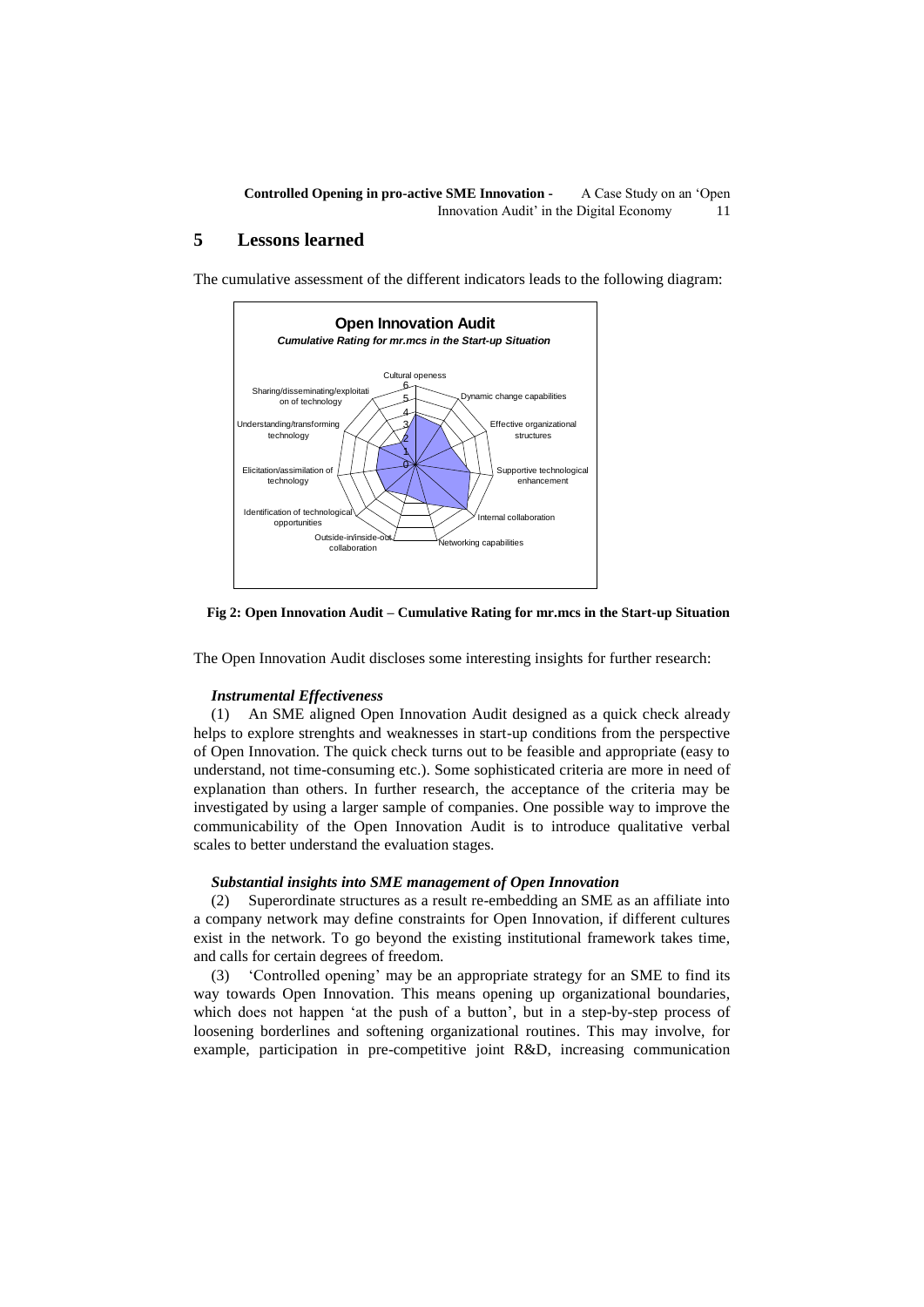## 5 Lessons learned

The cumulative assessment of the different indicators leads to the following diagram:

**Fig 2: Open Innovation Audit – Cumulative Rating for mr.mcs in the Start-up Situation**

The Open Innovation Audit discloses some interesting insights for further research:

***Instrumental Effectiveness***

(1) An SME aligned Open Innovation Audit designed as a quick check already helps to explore strenghts and weaknesses in start-up conditions from the perspective of Open Innovation. The quick check turns out to be feasible and appropriate (easy to understand, not time-consuming etc.). Some sophisticated criteria are more in need of explanation than others. In further research, the acceptance of the criteria may be investigated by using a larger sample of companies. One possible way to improve the communicability of the Open Innovation Audit is to introduce qualitative verbal scales to better understand the evaluation stages.

***Substantial insights into SME management of Open Innovation***

(2) Superordinate structures as a result re-embedding an SME as an affiliate into a company network may define constraints for Open Innovation, if different cultures exist in the network. To go beyond the existing institutional framework takes time, and calls for certain degrees of freedom.

(3) 'Controlled opening' may be an appropriate strategy for an SME to find its way towards Open Innovation. This means opening up organizational boundaries, which does not happen 'at the push of a button', but in a step-by-step process of loosening borderlines and softening organizational routines. This may involve, for example, participation in pre-competitive joint R&D, increasing communication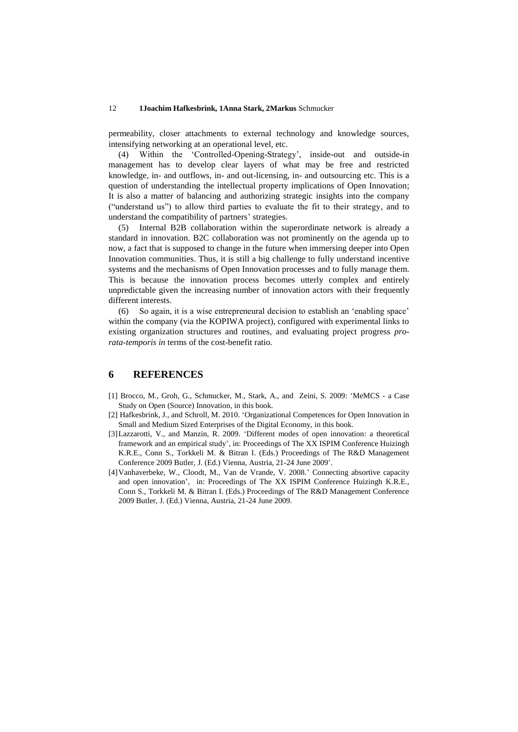permeability, closer attachments to external technology and knowledge sources, intensifying networking at an operational level, etc.

(4) Within the 'Controlled-Opening-Strategy', inside-out and outside-in management has to develop clear layers of what may be free and restricted knowledge, in- and outflows, in- and out-licensing, in- and outsourcing etc. This is a question of understanding the intellectual property implications of Open Innovation; It is also a matter of balancing and authorizing strategic insights into the company ("understand us") to allow third parties to evaluate the fit to their strategy, and to understand the compatibility of partners' strategies.

(5) Internal B2B collaboration within the superordinate network is already a standard in innovation. B2C collaboration was not prominently on the agenda up to now, a fact that is supposed to change in the future when immersing deeper into Open Innovation communities. Thus, it is still a big challenge to fully understand incentive systems and the mechanisms of Open Innovation processes and to fully manage them. This is because the innovation process becomes utterly complex and entirely unpredictable given the increasing number of innovation actors with their frequently different interests.

(6) So again, it is a wise entrepreneural decision to establish an 'enabling space' within the company (via the KOPIWA project), configured with experimental links to existing organization structures and routines, and evaluating project progress *pro-rata-temporis in* terms of the cost-benefit ratio.

# 6 REFERENCES

[1] Brocco, M., Groh, G., Schmucker, M., Stark, A., and Zeini, S. 2009: 'MeMCS - a Case Study on Open (Source) Innovation, in this book.

[2] Hafkesbrink, J., and Schroll, M. 2010. 'Organizational Competences for Open Innovation in Small and Medium Sized Enterprises of the Digital Economy, in this book.

[3] Lazzarotti, V., and Manzin, R. 2009. 'Different modes of open innovation: a theoretical framework and an empirical study', in: Proceedings of The XX ISPIM Conference Huizingh K.R.E., Conn S., Torkkeli M. & Bitran I. (Eds.) Proceedings of The R&D Management Conference 2009 Butler, J. (Ed.) Vienna, Austria, 21-24 June 2009'.

[4] Vanhaverbeke, W., Cloodt, M., Van de Vrande, V. 2008.' Connecting absortive capacity and open innovation', in: Proceedings of The XX ISPIM Conference Huizingh K.R.E., Conn S., Torkkeli M. & Bitran I. (Eds.) Proceedings of The R&D Management Conference 2009 Butler, J. (Ed.) Vienna, Austria, 21-24 June 2009.